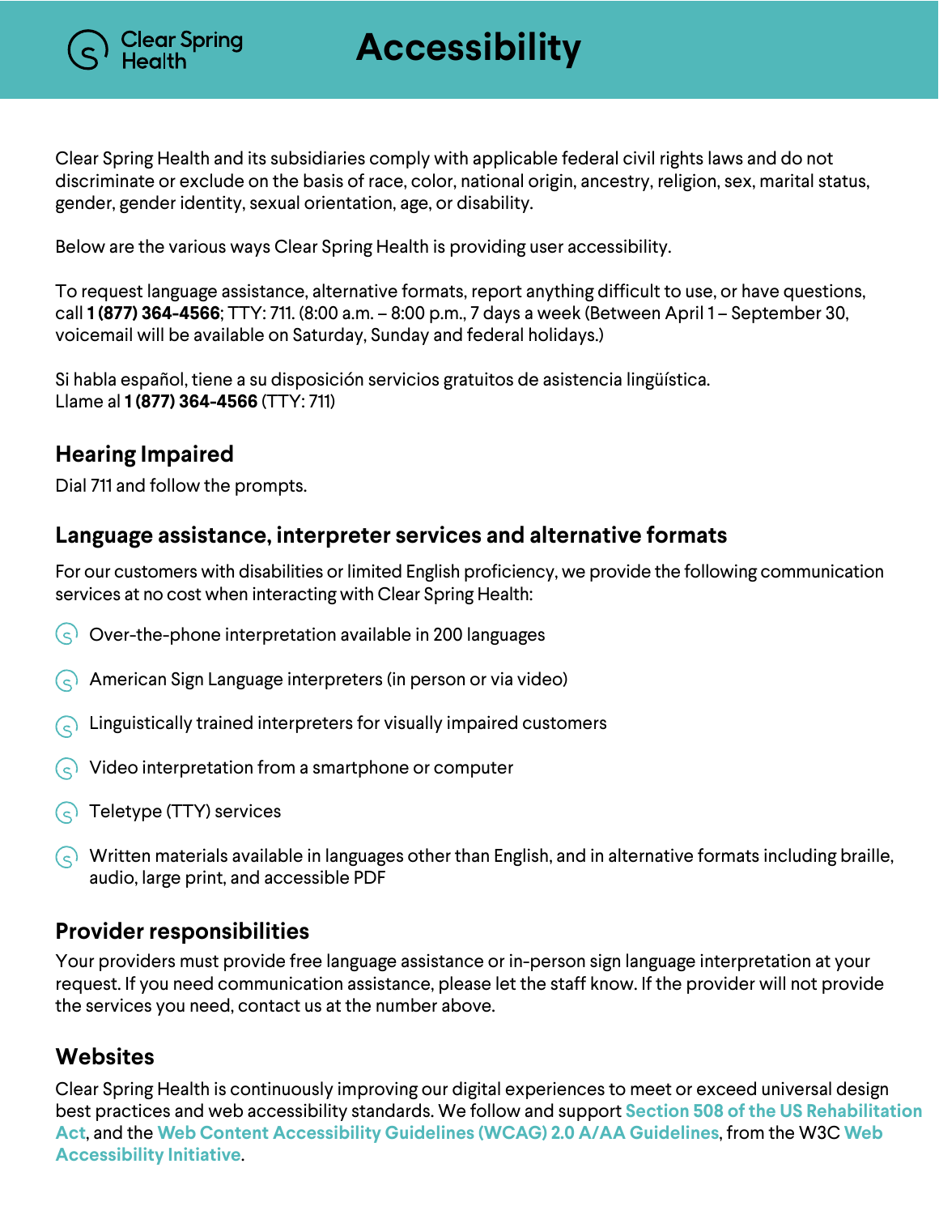# Accessibility

Clear Spring Health and its subsidiaries comply with applicable federal civil rights laws and do not discriminate or exclude on the basis of race, color, national origin, ancestry, religion, sex, marital status, gender, gender identity, sexual orientation, age, or disability.

Below are the various ways Clear Spring Health is providing user accessibility.

To request language assistance, alternative formats, report anything difficult to use, or have questions, call **1 (877) 364-4566**; TTY: 711. (8:00 a.m. – 8:00 p.m., 7 days a week (Between April 1 – September 30, voicemail will be available on Saturday, Sunday and federal holidays.)

Si habla español, tiene a su disposición servicios gratuitos de asistencia lingüística.
Llame al **1 (877) 364-4566** (TTY: 711)

## Hearing Impaired

Dial 711 and follow the prompts.

## Language assistance, interpreter services and alternative formats

For our customers with disabilities or limited English proficiency, we provide the following communication services at no cost when interacting with Clear Spring Health:

- Over-the-phone interpretation available in 200 languages
- American Sign Language interpreters (in person or via video)
- Linguistically trained interpreters for visually impaired customers
- Video interpretation from a smartphone or computer
- Teletype (TTY) services
- Written materials available in languages other than English, and in alternative formats including braille, audio, large print, and accessible PDF

## Provider responsibilities

Your providers must provide free language assistance or in-person sign language interpretation at your request. If you need communication assistance, please let the staff know. If the provider will not provide the services you need, contact us at the number above.

## Websites

Clear Spring Health is continuously improving our digital experiences to meet or exceed universal design best practices and web accessibility standards. We follow and support **Section 508 of the US Rehabilitation Act**, and the **Web Content Accessibility Guidelines (WCAG) 2.0 A/AA Guidelines**, from the W3C **Web Accessibility Initiative**.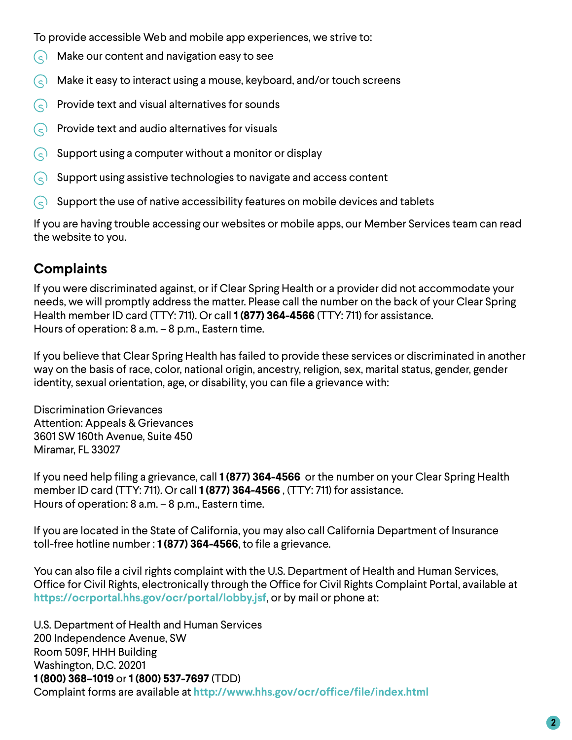To provide accessible Web and mobile app experiences, we strive to:

- Make our content and navigation easy to see
- Make it easy to interact using a mouse, keyboard, and/or touch screens
- Provide text and visual alternatives for sounds
- Provide text and audio alternatives for visuals
- Support using a computer without a monitor or display
- Support using assistive technologies to navigate and access content
- Support the use of native accessibility features on mobile devices and tablets

If you are having trouble accessing our websites or mobile apps, our Member Services team can read the website to you.

## Complaints

If you were discriminated against, or if Clear Spring Health or a provider did not accommodate your needs, we will promptly address the matter. Please call the number on the back of your Clear Spring Health member ID card (TTY: 711). Or call **1 (877) 364-4566** (TTY: 711) for assistance.
Hours of operation: 8 a.m. – 8 p.m., Eastern time.

If you believe that Clear Spring Health has failed to provide these services or discriminated in another way on the basis of race, color, national origin, ancestry, religion, sex, marital status, gender, gender identity, sexual orientation, age, or disability, you can file a grievance with:

Discrimination Grievances
Attention: Appeals & Grievances
3601 SW 160th Avenue, Suite 450
Miramar, FL 33027

If you need help filing a grievance, call **1 (877) 364-4566** or the number on your Clear Spring Health member ID card (TTY: 711). Or call **1 (877) 364-4566** , (TTY: 711) for assistance.
Hours of operation: 8 a.m. – 8 p.m., Eastern time.

If you are located in the State of California, you may also call California Department of Insurance toll-free hotline number : **1 (877) 364-4566**, to file a grievance.

You can also file a civil rights complaint with the U.S. Department of Health and Human Services, Office for Civil Rights, electronically through the Office for Civil Rights Complaint Portal, available at **https://ocrportal.hhs.gov/ocr/portal/lobby.jsf**, or by mail or phone at:

U.S. Department of Health and Human Services
200 Independence Avenue, SW
Room 509F, HHH Building
Washington, D.C. 20201
**1 (800) 368–1019** or **1 (800) 537-7697** (TDD)
Complaint forms are available at **http://www.hhs.gov/ocr/office/file/index.html**